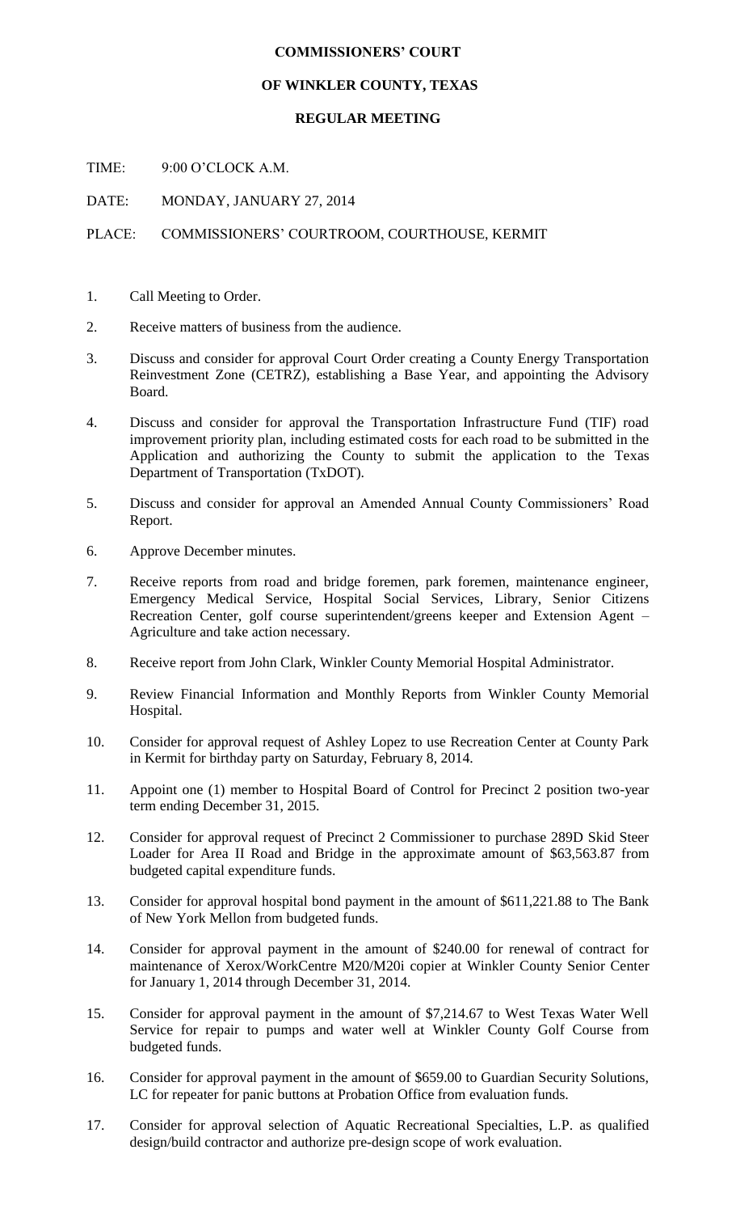# COMMISSIONERS' COURT

## OF WINKLER COUNTY, TEXAS

### REGULAR MEETING

TIME: 9:00 O'CLOCK A.M.

DATE: MONDAY, JANUARY 27, 2014

PLACE: COMMISSIONERS' COURTROOM, COURTHOUSE, KERMIT

1. Call Meeting to Order.
2. Receive matters of business from the audience.
3. Discuss and consider for approval Court Order creating a County Energy Transportation Reinvestment Zone (CETRZ), establishing a Base Year, and appointing the Advisory Board.
4. Discuss and consider for approval the Transportation Infrastructure Fund (TIF) road improvement priority plan, including estimated costs for each road to be submitted in the Application and authorizing the County to submit the application to the Texas Department of Transportation (TxDOT).
5. Discuss and consider for approval an Amended Annual County Commissioners' Road Report.
6. Approve December minutes.
7. Receive reports from road and bridge foremen, park foremen, maintenance engineer, Emergency Medical Service, Hospital Social Services, Library, Senior Citizens Recreation Center, golf course superintendent/greens keeper and Extension Agent – Agriculture and take action necessary.
8. Receive report from John Clark, Winkler County Memorial Hospital Administrator.
9. Review Financial Information and Monthly Reports from Winkler County Memorial Hospital.
10. Consider for approval request of Ashley Lopez to use Recreation Center at County Park in Kermit for birthday party on Saturday, February 8, 2014.
11. Appoint one (1) member to Hospital Board of Control for Precinct 2 position two-year term ending December 31, 2015.
12. Consider for approval request of Precinct 2 Commissioner to purchase 289D Skid Steer Loader for Area II Road and Bridge in the approximate amount of $63,563.87 from budgeted capital expenditure funds.
13. Consider for approval hospital bond payment in the amount of $611,221.88 to The Bank of New York Mellon from budgeted funds.
14. Consider for approval payment in the amount of $240.00 for renewal of contract for maintenance of Xerox/WorkCentre M20/M20i copier at Winkler County Senior Center for January 1, 2014 through December 31, 2014.
15. Consider for approval payment in the amount of $7,214.67 to West Texas Water Well Service for repair to pumps and water well at Winkler County Golf Course from budgeted funds.
16. Consider for approval payment in the amount of $659.00 to Guardian Security Solutions, LC for repeater for panic buttons at Probation Office from evaluation funds.
17. Consider for approval selection of Aquatic Recreational Specialties, L.P. as qualified design/build contractor and authorize pre-design scope of work evaluation.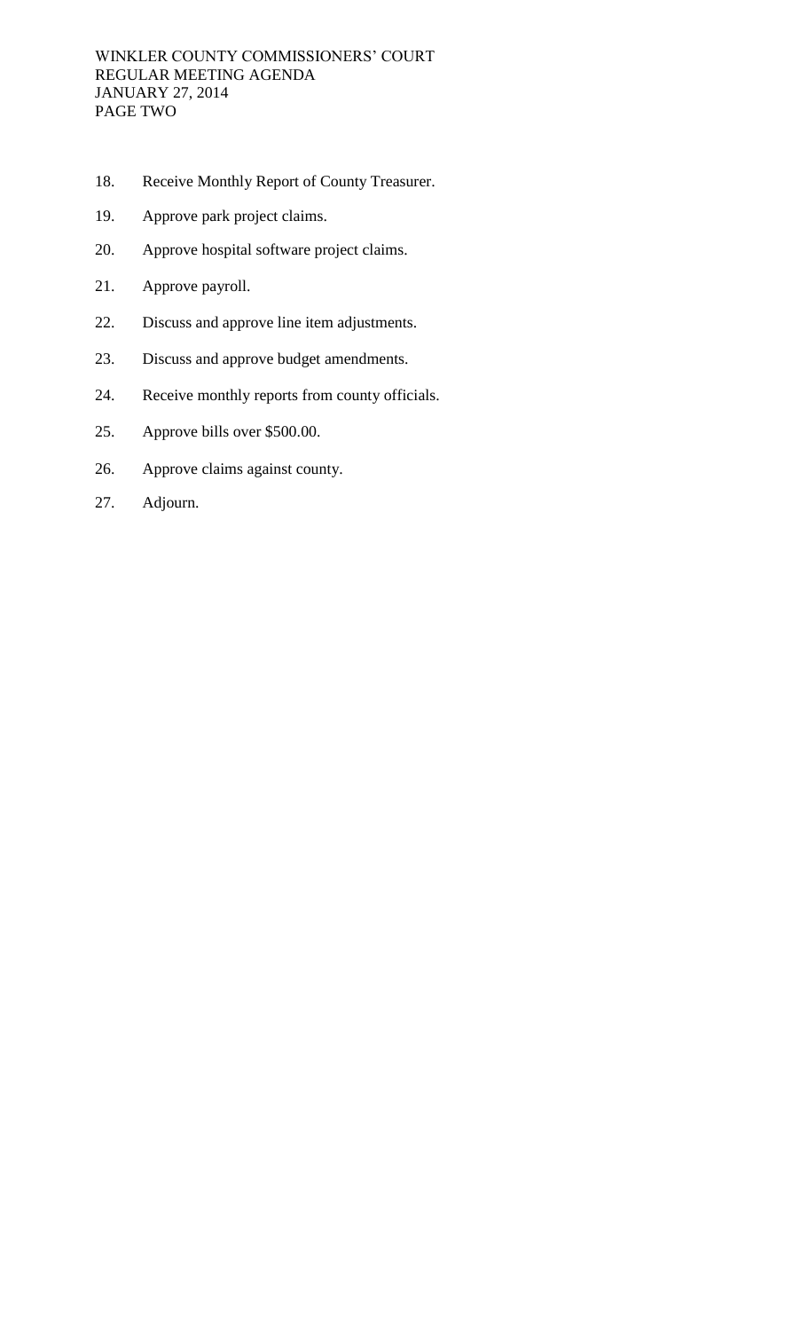18. Receive Monthly Report of County Treasurer.
19. Approve park project claims.
20. Approve hospital software project claims.
21. Approve payroll.
22. Discuss and approve line item adjustments.
23. Discuss and approve budget amendments.
24. Receive monthly reports from county officials.
25. Approve bills over $500.00.
26. Approve claims against county.
27. Adjourn.